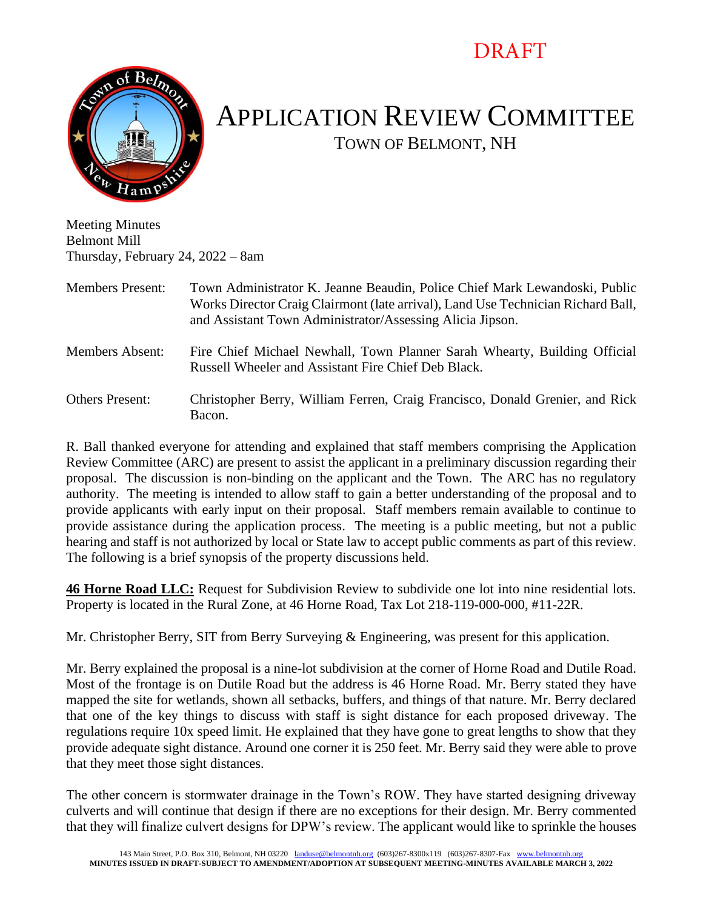DRAFT

# APPLICATION REVIEW COMMITTEE

## TOWN OF BELMONT, NH

Meeting Minutes
Belmont Mill
Thursday, February 24, 2022 – 8am

| | |
|---|---|
| Members Present: | Town Administrator K. Jeanne Beaudin, Police Chief Mark Lewandoski, Public Works Director Craig Clairmont (late arrival), Land Use Technician Richard Ball, and Assistant Town Administrator/Assessing Alicia Jipson. |
| Members Absent: | Fire Chief Michael Newhall, Town Planner Sarah Whearty, Building Official Russell Wheeler and Assistant Fire Chief Deb Black. |
| Others Present: | Christopher Berry, William Ferren, Craig Francisco, Donald Grenier, and Rick Bacon. |

R. Ball thanked everyone for attending and explained that staff members comprising the Application Review Committee (ARC) are present to assist the applicant in a preliminary discussion regarding their proposal. The discussion is non-binding on the applicant and the Town. The ARC has no regulatory authority. The meeting is intended to allow staff to gain a better understanding of the proposal and to provide applicants with early input on their proposal. Staff members remain available to continue to provide assistance during the application process. The meeting is a public meeting, but not a public hearing and staff is not authorized by local or State law to accept public comments as part of this review. The following is a brief synopsis of the property discussions held.

**46 Horne Road LLC:** Request for Subdivision Review to subdivide one lot into nine residential lots. Property is located in the Rural Zone, at 46 Horne Road, Tax Lot 218-119-000-000, #11-22R.

Mr. Christopher Berry, SIT from Berry Surveying & Engineering, was present for this application.

Mr. Berry explained the proposal is a nine-lot subdivision at the corner of Horne Road and Dutile Road. Most of the frontage is on Dutile Road but the address is 46 Horne Road. Mr. Berry stated they have mapped the site for wetlands, shown all setbacks, buffers, and things of that nature. Mr. Berry declared that one of the key things to discuss with staff is sight distance for each proposed driveway. The regulations require 10x speed limit. He explained that they have gone to great lengths to show that they provide adequate sight distance. Around one corner it is 250 feet. Mr. Berry said they were able to prove that they meet those sight distances.

The other concern is stormwater drainage in the Town's ROW. They have started designing driveway culverts and will continue that design if there are no exceptions for their design. Mr. Berry commented that they will finalize culvert designs for DPW's review. The applicant would like to sprinkle the houses

143 Main Street, P.O. Box 310, Belmont, NH 03220 landuse@belmontnh.org (603)267-8300x119 (603)267-8307-Fax www.belmontnh.org
**MINUTES ISSUED IN DRAFT-SUBJECT TO AMENDMENT/ADOPTION AT SUBSEQUENT MEETING-MINUTES AVAILABLE MARCH 3, 2022**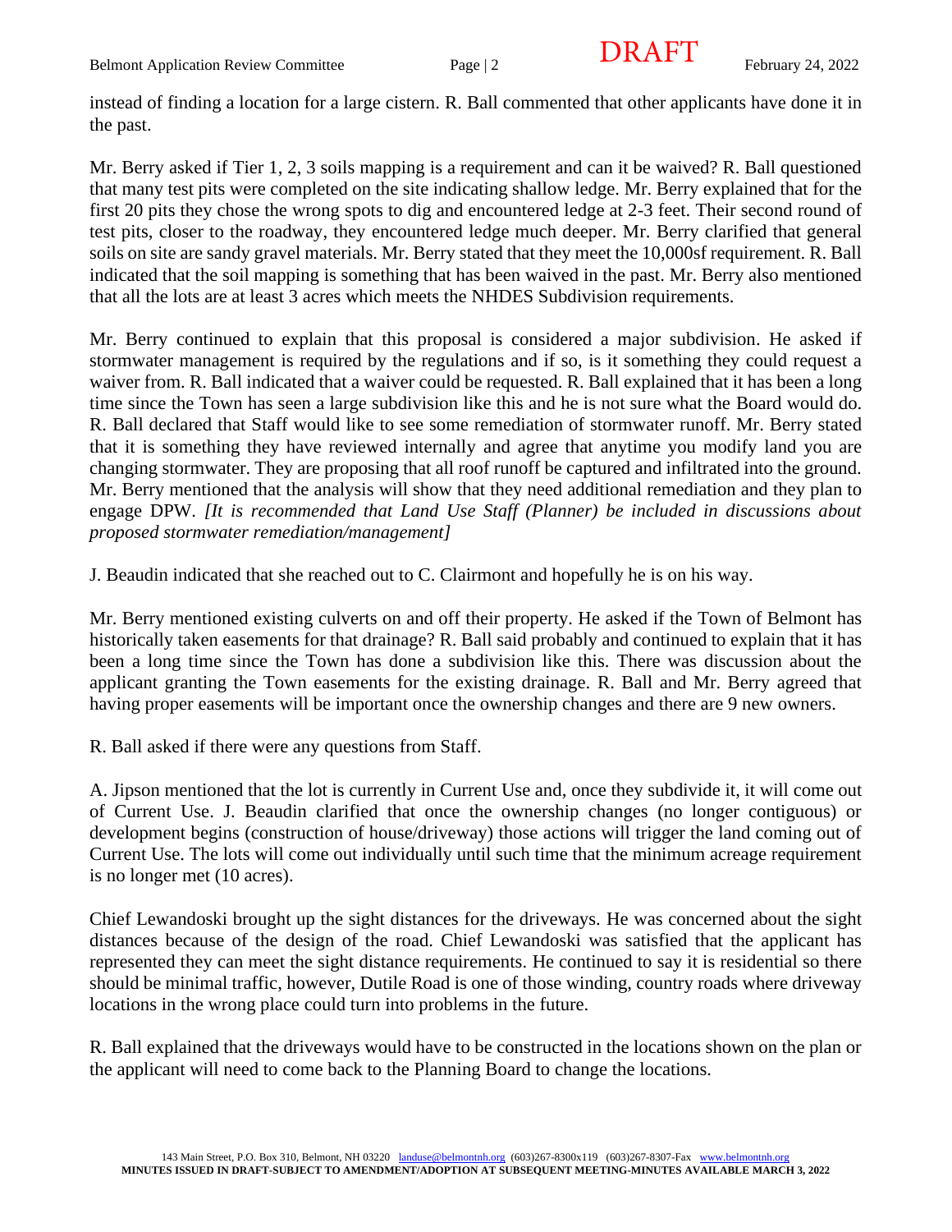instead of finding a location for a large cistern. R. Ball commented that other applicants have done it in the past.

Mr. Berry asked if Tier 1, 2, 3 soils mapping is a requirement and can it be waived? R. Ball questioned that many test pits were completed on the site indicating shallow ledge. Mr. Berry explained that for the first 20 pits they chose the wrong spots to dig and encountered ledge at 2-3 feet. Their second round of test pits, closer to the roadway, they encountered ledge much deeper. Mr. Berry clarified that general soils on site are sandy gravel materials. Mr. Berry stated that they meet the 10,000sf requirement. R. Ball indicated that the soil mapping is something that has been waived in the past. Mr. Berry also mentioned that all the lots are at least 3 acres which meets the NHDES Subdivision requirements.

Mr. Berry continued to explain that this proposal is considered a major subdivision. He asked if stormwater management is required by the regulations and if so, is it something they could request a waiver from. R. Ball indicated that a waiver could be requested. R. Ball explained that it has been a long time since the Town has seen a large subdivision like this and he is not sure what the Board would do. R. Ball declared that Staff would like to see some remediation of stormwater runoff. Mr. Berry stated that it is something they have reviewed internally and agree that anytime you modify land you are changing stormwater. They are proposing that all roof runoff be captured and infiltrated into the ground. Mr. Berry mentioned that the analysis will show that they need additional remediation and they plan to engage DPW. *[It is recommended that Land Use Staff (Planner) be included in discussions about proposed stormwater remediation/management]*

J. Beaudin indicated that she reached out to C. Clairmont and hopefully he is on his way.

Mr. Berry mentioned existing culverts on and off their property. He asked if the Town of Belmont has historically taken easements for that drainage? R. Ball said probably and continued to explain that it has been a long time since the Town has done a subdivision like this. There was discussion about the applicant granting the Town easements for the existing drainage. R. Ball and Mr. Berry agreed that having proper easements will be important once the ownership changes and there are 9 new owners.

R. Ball asked if there were any questions from Staff.

A. Jipson mentioned that the lot is currently in Current Use and, once they subdivide it, it will come out of Current Use. J. Beaudin clarified that once the ownership changes (no longer contiguous) or development begins (construction of house/driveway) those actions will trigger the land coming out of Current Use. The lots will come out individually until such time that the minimum acreage requirement is no longer met (10 acres).

Chief Lewandoski brought up the sight distances for the driveways. He was concerned about the sight distances because of the design of the road. Chief Lewandoski was satisfied that the applicant has represented they can meet the sight distance requirements. He continued to say it is residential so there should be minimal traffic, however, Dutile Road is one of those winding, country roads where driveway locations in the wrong place could turn into problems in the future.

R. Ball explained that the driveways would have to be constructed in the locations shown on the plan or the applicant will need to come back to the Planning Board to change the locations.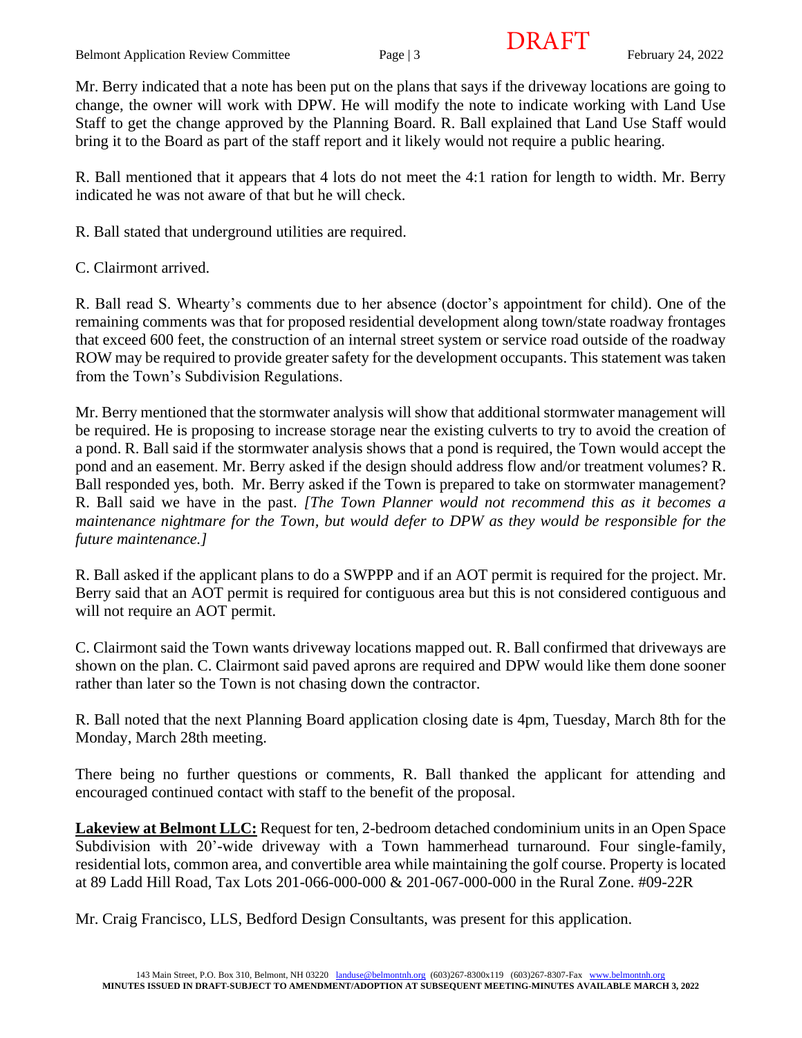Mr. Berry indicated that a note has been put on the plans that says if the driveway locations are going to change, the owner will work with DPW. He will modify the note to indicate working with Land Use Staff to get the change approved by the Planning Board. R. Ball explained that Land Use Staff would bring it to the Board as part of the staff report and it likely would not require a public hearing.

R. Ball mentioned that it appears that 4 lots do not meet the 4:1 ration for length to width. Mr. Berry indicated he was not aware of that but he will check.

R. Ball stated that underground utilities are required.

C. Clairmont arrived.

R. Ball read S. Whearty's comments due to her absence (doctor's appointment for child). One of the remaining comments was that for proposed residential development along town/state roadway frontages that exceed 600 feet, the construction of an internal street system or service road outside of the roadway ROW may be required to provide greater safety for the development occupants. This statement was taken from the Town's Subdivision Regulations.

Mr. Berry mentioned that the stormwater analysis will show that additional stormwater management will be required. He is proposing to increase storage near the existing culverts to try to avoid the creation of a pond. R. Ball said if the stormwater analysis shows that a pond is required, the Town would accept the pond and an easement. Mr. Berry asked if the design should address flow and/or treatment volumes? R. Ball responded yes, both. Mr. Berry asked if the Town is prepared to take on stormwater management? R. Ball said we have in the past. *[The Town Planner would not recommend this as it becomes a maintenance nightmare for the Town, but would defer to DPW as they would be responsible for the future maintenance.]*

R. Ball asked if the applicant plans to do a SWPPP and if an AOT permit is required for the project. Mr. Berry said that an AOT permit is required for contiguous area but this is not considered contiguous and will not require an AOT permit.

C. Clairmont said the Town wants driveway locations mapped out. R. Ball confirmed that driveways are shown on the plan. C. Clairmont said paved aprons are required and DPW would like them done sooner rather than later so the Town is not chasing down the contractor.

R. Ball noted that the next Planning Board application closing date is 4pm, Tuesday, March 8th for the Monday, March 28th meeting.

There being no further questions or comments, R. Ball thanked the applicant for attending and encouraged continued contact with staff to the benefit of the proposal.

**Lakeview at Belmont LLC:** Request for ten, 2-bedroom detached condominium units in an Open Space Subdivision with 20'-wide driveway with a Town hammerhead turnaround. Four single-family, residential lots, common area, and convertible area while maintaining the golf course. Property is located at 89 Ladd Hill Road, Tax Lots 201-066-000-000 & 201-067-000-000 in the Rural Zone. #09-22R

Mr. Craig Francisco, LLS, Bedford Design Consultants, was present for this application.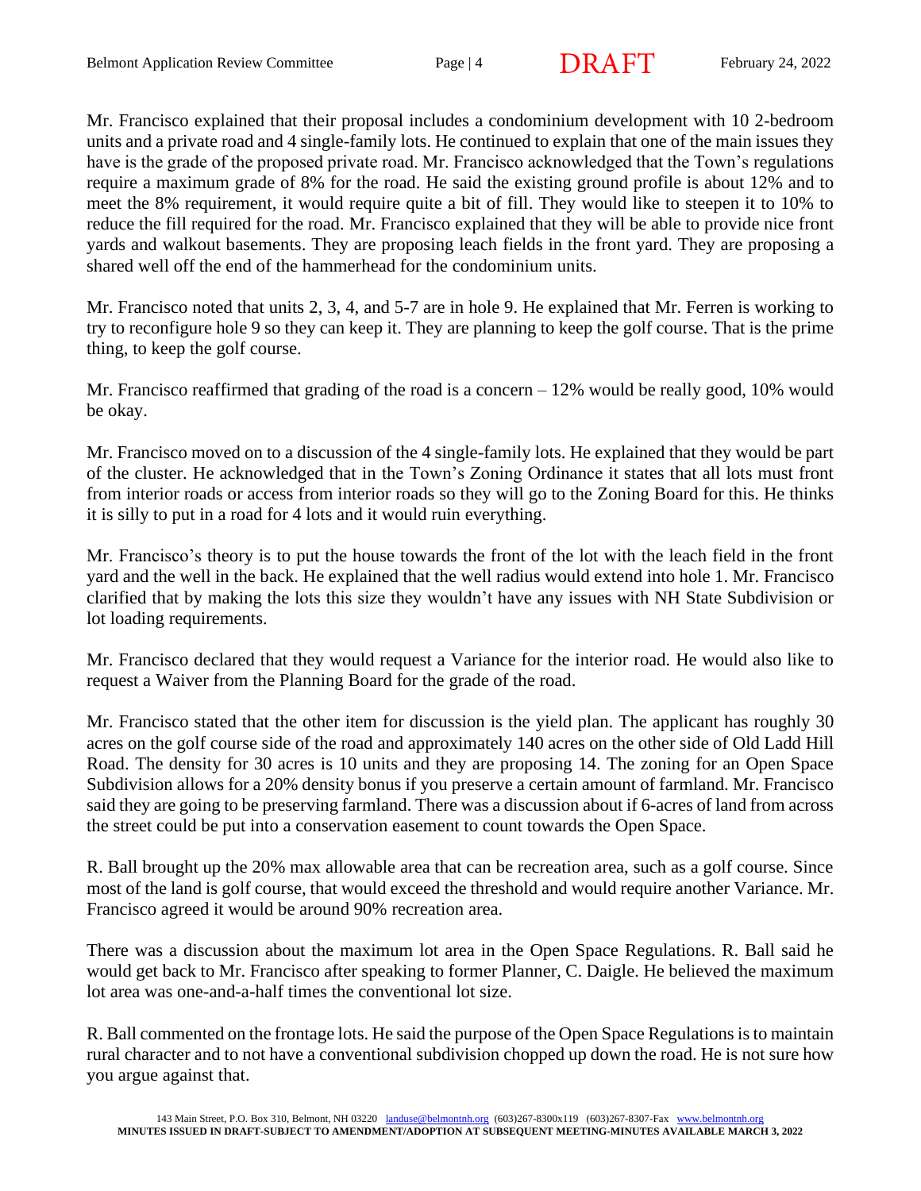Mr. Francisco explained that their proposal includes a condominium development with 10 2-bedroom units and a private road and 4 single-family lots. He continued to explain that one of the main issues they have is the grade of the proposed private road. Mr. Francisco acknowledged that the Town's regulations require a maximum grade of 8% for the road. He said the existing ground profile is about 12% and to meet the 8% requirement, it would require quite a bit of fill. They would like to steepen it to 10% to reduce the fill required for the road. Mr. Francisco explained that they will be able to provide nice front yards and walkout basements. They are proposing leach fields in the front yard. They are proposing a shared well off the end of the hammerhead for the condominium units.

Mr. Francisco noted that units 2, 3, 4, and 5-7 are in hole 9. He explained that Mr. Ferren is working to try to reconfigure hole 9 so they can keep it. They are planning to keep the golf course. That is the prime thing, to keep the golf course.

Mr. Francisco reaffirmed that grading of the road is a concern – 12% would be really good, 10% would be okay.

Mr. Francisco moved on to a discussion of the 4 single-family lots. He explained that they would be part of the cluster. He acknowledged that in the Town's Zoning Ordinance it states that all lots must front from interior roads or access from interior roads so they will go to the Zoning Board for this. He thinks it is silly to put in a road for 4 lots and it would ruin everything.

Mr. Francisco's theory is to put the house towards the front of the lot with the leach field in the front yard and the well in the back. He explained that the well radius would extend into hole 1. Mr. Francisco clarified that by making the lots this size they wouldn't have any issues with NH State Subdivision or lot loading requirements.

Mr. Francisco declared that they would request a Variance for the interior road. He would also like to request a Waiver from the Planning Board for the grade of the road.

Mr. Francisco stated that the other item for discussion is the yield plan. The applicant has roughly 30 acres on the golf course side of the road and approximately 140 acres on the other side of Old Ladd Hill Road. The density for 30 acres is 10 units and they are proposing 14. The zoning for an Open Space Subdivision allows for a 20% density bonus if you preserve a certain amount of farmland. Mr. Francisco said they are going to be preserving farmland. There was a discussion about if 6-acres of land from across the street could be put into a conservation easement to count towards the Open Space.

R. Ball brought up the 20% max allowable area that can be recreation area, such as a golf course. Since most of the land is golf course, that would exceed the threshold and would require another Variance. Mr. Francisco agreed it would be around 90% recreation area.

There was a discussion about the maximum lot area in the Open Space Regulations. R. Ball said he would get back to Mr. Francisco after speaking to former Planner, C. Daigle. He believed the maximum lot area was one-and-a-half times the conventional lot size.

R. Ball commented on the frontage lots. He said the purpose of the Open Space Regulations is to maintain rural character and to not have a conventional subdivision chopped up down the road. He is not sure how you argue against that.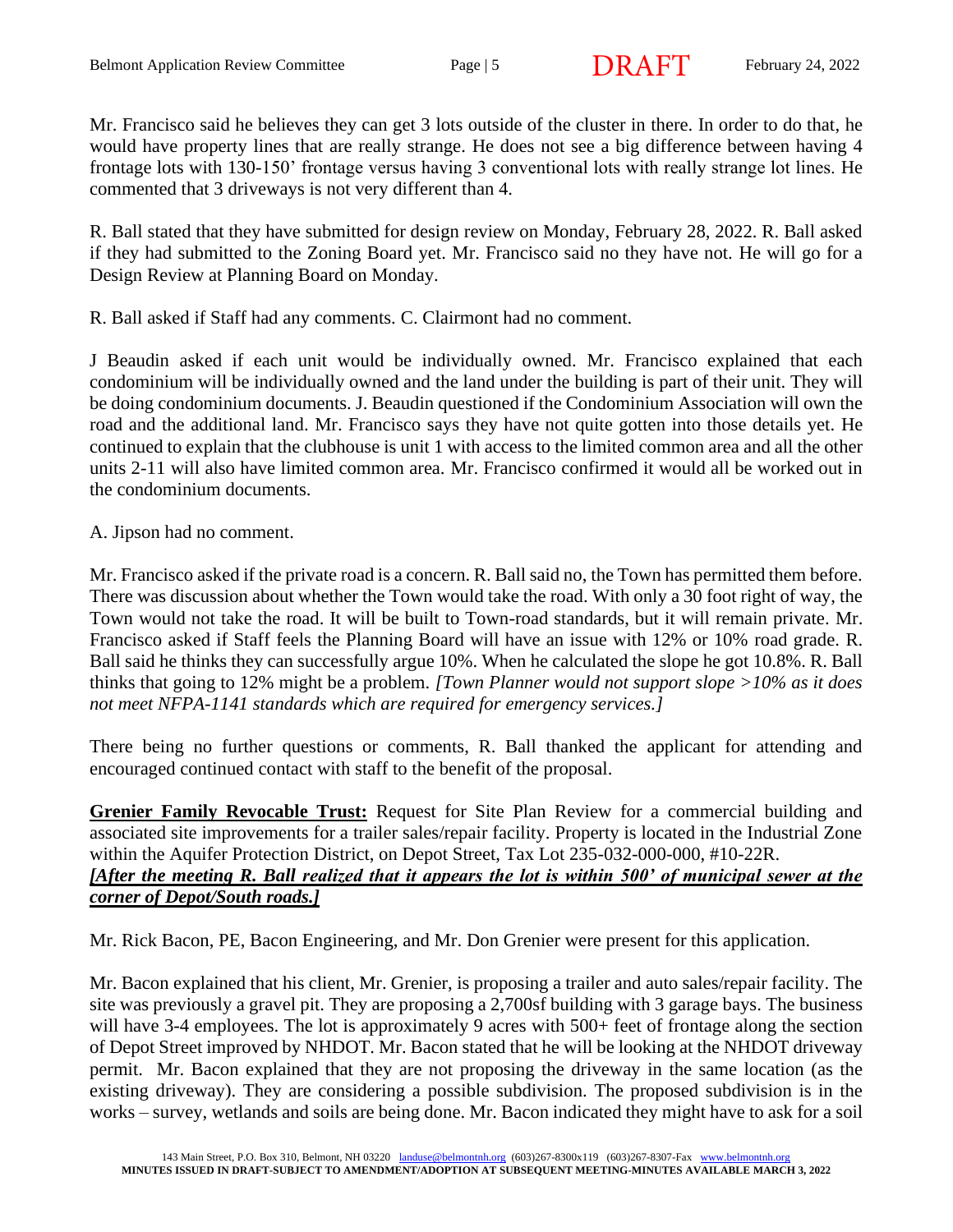Mr. Francisco said he believes they can get 3 lots outside of the cluster in there. In order to do that, he would have property lines that are really strange. He does not see a big difference between having 4 frontage lots with 130-150' frontage versus having 3 conventional lots with really strange lot lines. He commented that 3 driveways is not very different than 4.

R. Ball stated that they have submitted for design review on Monday, February 28, 2022. R. Ball asked if they had submitted to the Zoning Board yet. Mr. Francisco said no they have not. He will go for a Design Review at Planning Board on Monday.

R. Ball asked if Staff had any comments. C. Clairmont had no comment.

J Beaudin asked if each unit would be individually owned. Mr. Francisco explained that each condominium will be individually owned and the land under the building is part of their unit. They will be doing condominium documents. J. Beaudin questioned if the Condominium Association will own the road and the additional land. Mr. Francisco says they have not quite gotten into those details yet. He continued to explain that the clubhouse is unit 1 with access to the limited common area and all the other units 2-11 will also have limited common area. Mr. Francisco confirmed it would all be worked out in the condominium documents.

A. Jipson had no comment.

Mr. Francisco asked if the private road is a concern. R. Ball said no, the Town has permitted them before. There was discussion about whether the Town would take the road. With only a 30 foot right of way, the Town would not take the road. It will be built to Town-road standards, but it will remain private. Mr. Francisco asked if Staff feels the Planning Board will have an issue with 12% or 10% road grade. R. Ball said he thinks they can successfully argue 10%. When he calculated the slope he got 10.8%. R. Ball thinks that going to 12% might be a problem. *[Town Planner would not support slope >10% as it does not meet NFPA-1141 standards which are required for emergency services.]*

There being no further questions or comments, R. Ball thanked the applicant for attending and encouraged continued contact with staff to the benefit of the proposal.

**Grenier Family Revocable Trust:** Request for Site Plan Review for a commercial building and associated site improvements for a trailer sales/repair facility. Property is located in the Industrial Zone within the Aquifer Protection District, on Depot Street, Tax Lot 235-032-000-000, #10-22R.
***[After the meeting R. Ball realized that it appears the lot is within 500' of municipal sewer at the corner of Depot/South roads.]***

Mr. Rick Bacon, PE, Bacon Engineering, and Mr. Don Grenier were present for this application.

Mr. Bacon explained that his client, Mr. Grenier, is proposing a trailer and auto sales/repair facility. The site was previously a gravel pit. They are proposing a 2,700sf building with 3 garage bays. The business will have 3-4 employees. The lot is approximately 9 acres with 500+ feet of frontage along the section of Depot Street improved by NHDOT. Mr. Bacon stated that he will be looking at the NHDOT driveway permit. Mr. Bacon explained that they are not proposing the driveway in the same location (as the existing driveway). They are considering a possible subdivision. The proposed subdivision is in the works – survey, wetlands and soils are being done. Mr. Bacon indicated they might have to ask for a soil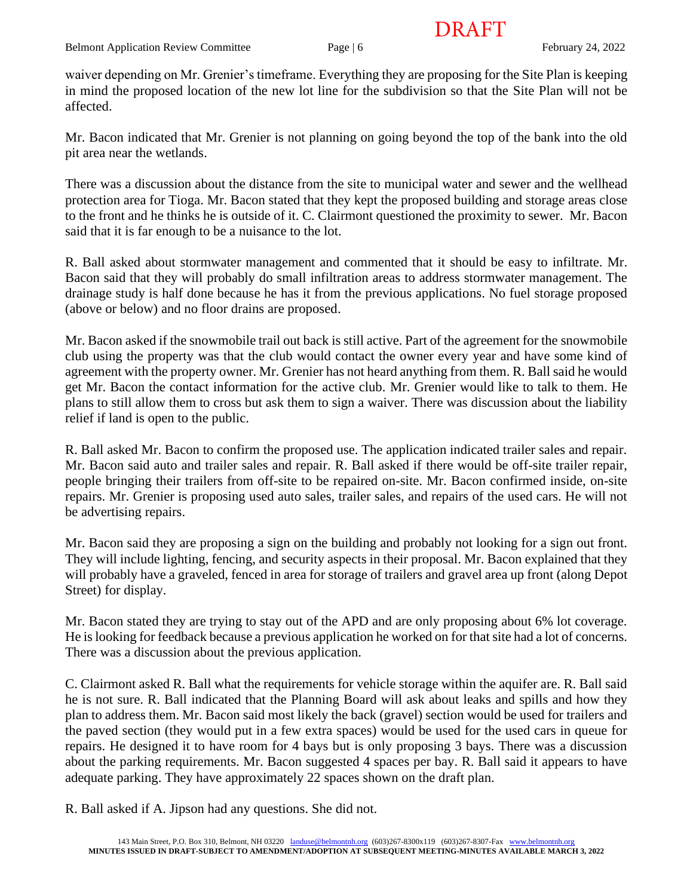waiver depending on Mr. Grenier's timeframe. Everything they are proposing for the Site Plan is keeping in mind the proposed location of the new lot line for the subdivision so that the Site Plan will not be affected.

Mr. Bacon indicated that Mr. Grenier is not planning on going beyond the top of the bank into the old pit area near the wetlands.

There was a discussion about the distance from the site to municipal water and sewer and the wellhead protection area for Tioga. Mr. Bacon stated that they kept the proposed building and storage areas close to the front and he thinks he is outside of it. C. Clairmont questioned the proximity to sewer. Mr. Bacon said that it is far enough to be a nuisance to the lot.

R. Ball asked about stormwater management and commented that it should be easy to infiltrate. Mr. Bacon said that they will probably do small infiltration areas to address stormwater management. The drainage study is half done because he has it from the previous applications. No fuel storage proposed (above or below) and no floor drains are proposed.

Mr. Bacon asked if the snowmobile trail out back is still active. Part of the agreement for the snowmobile club using the property was that the club would contact the owner every year and have some kind of agreement with the property owner. Mr. Grenier has not heard anything from them. R. Ball said he would get Mr. Bacon the contact information for the active club. Mr. Grenier would like to talk to them. He plans to still allow them to cross but ask them to sign a waiver. There was discussion about the liability relief if land is open to the public.

R. Ball asked Mr. Bacon to confirm the proposed use. The application indicated trailer sales and repair. Mr. Bacon said auto and trailer sales and repair. R. Ball asked if there would be off-site trailer repair, people bringing their trailers from off-site to be repaired on-site. Mr. Bacon confirmed inside, on-site repairs. Mr. Grenier is proposing used auto sales, trailer sales, and repairs of the used cars. He will not be advertising repairs.

Mr. Bacon said they are proposing a sign on the building and probably not looking for a sign out front. They will include lighting, fencing, and security aspects in their proposal. Mr. Bacon explained that they will probably have a graveled, fenced in area for storage of trailers and gravel area up front (along Depot Street) for display.

Mr. Bacon stated they are trying to stay out of the APD and are only proposing about 6% lot coverage. He is looking for feedback because a previous application he worked on for that site had a lot of concerns. There was a discussion about the previous application.

C. Clairmont asked R. Ball what the requirements for vehicle storage within the aquifer are. R. Ball said he is not sure. R. Ball indicated that the Planning Board will ask about leaks and spills and how they plan to address them. Mr. Bacon said most likely the back (gravel) section would be used for trailers and the paved section (they would put in a few extra spaces) would be used for the used cars in queue for repairs. He designed it to have room for 4 bays but is only proposing 3 bays. There was a discussion about the parking requirements. Mr. Bacon suggested 4 spaces per bay. R. Ball said it appears to have adequate parking. They have approximately 22 spaces shown on the draft plan.

R. Ball asked if A. Jipson had any questions. She did not.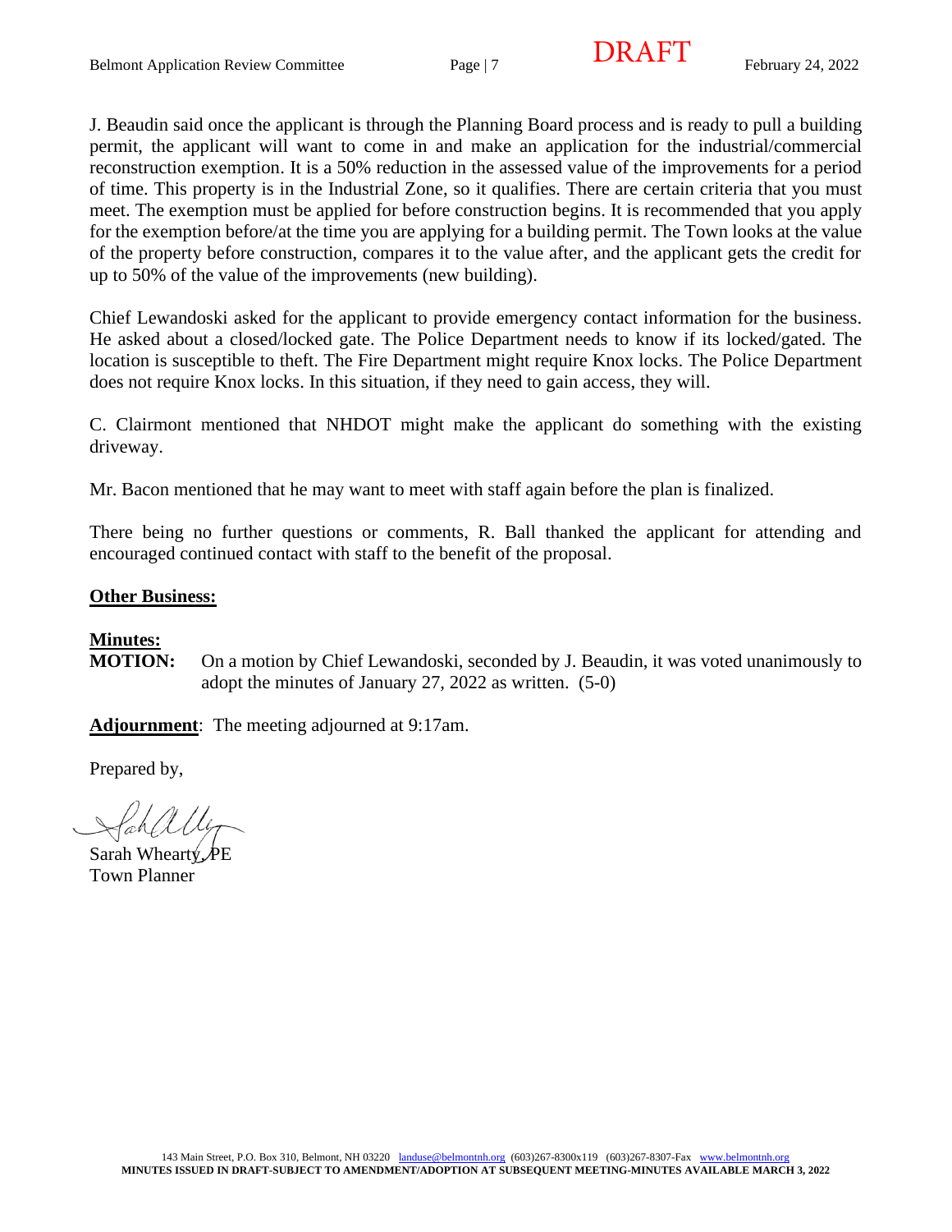J. Beaudin said once the applicant is through the Planning Board process and is ready to pull a building permit, the applicant will want to come in and make an application for the industrial/commercial reconstruction exemption. It is a 50% reduction in the assessed value of the improvements for a period of time. This property is in the Industrial Zone, so it qualifies. There are certain criteria that you must meet. The exemption must be applied for before construction begins. It is recommended that you apply for the exemption before/at the time you are applying for a building permit. The Town looks at the value of the property before construction, compares it to the value after, and the applicant gets the credit for up to 50% of the value of the improvements (new building).

Chief Lewandoski asked for the applicant to provide emergency contact information for the business. He asked about a closed/locked gate. The Police Department needs to know if its locked/gated. The location is susceptible to theft. The Fire Department might require Knox locks. The Police Department does not require Knox locks. In this situation, if they need to gain access, they will.

C. Clairmont mentioned that NHDOT might make the applicant do something with the existing driveway.

Mr. Bacon mentioned that he may want to meet with staff again before the plan is finalized.

There being no further questions or comments, R. Ball thanked the applicant for attending and encouraged continued contact with staff to the benefit of the proposal.

**Other Business:**

**Minutes:**

**MOTION:** On a motion by Chief Lewandoski, seconded by J. Beaudin, it was voted unanimously to adopt the minutes of January 27, 2022 as written. (5-0)

**Adjournment**: The meeting adjourned at 9:17am.

Prepared by,

Sarah Whearty, PE
Town Planner

143 Main Street, P.O. Box 310, Belmont, NH 03220 landuse@belmontnh.org (603)267-8300x119 (603)267-8307-Fax www.belmontnh.org
**MINUTES ISSUED IN DRAFT-SUBJECT TO AMENDMENT/ADOPTION AT SUBSEQUENT MEETING-MINUTES AVAILABLE MARCH 3, 2022**